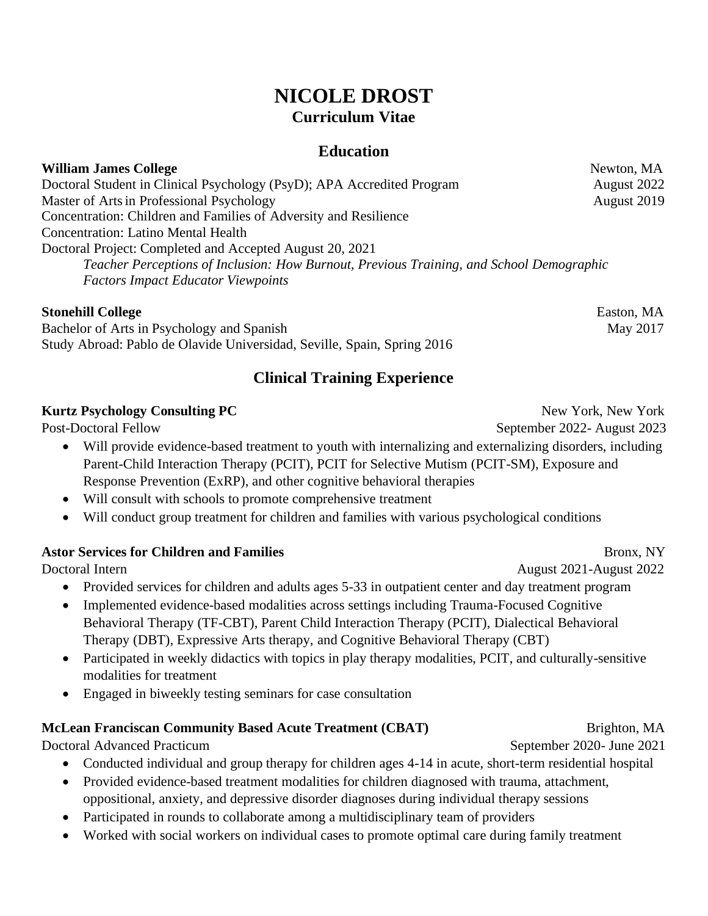# NICOLE DROST

**Curriculum Vitae**

## Education

**William James College** — Newton, MA

Doctoral Student in Clinical Psychology (PsyD); APA Accredited Program — August 2022
Master of Arts in Professional Psychology — August 2019
Concentration: Children and Families of Adversity and Resilience
Concentration: Latino Mental Health
Doctoral Project: Completed and Accepted August 20, 2021

*Teacher Perceptions of Inclusion: How Burnout, Previous Training, and School Demographic Factors Impact Educator Viewpoints*

**Stonehill College** — Easton, MA

Bachelor of Arts in Psychology and Spanish — May 2017
Study Abroad: Pablo de Olavide Universidad, Seville, Spain, Spring 2016

## Clinical Training Experience

**Kurtz Psychology Consulting PC** — New York, New York

Post-Doctoral Fellow — September 2022- August 2023

- Will provide evidence-based treatment to youth with internalizing and externalizing disorders, including Parent-Child Interaction Therapy (PCIT), PCIT for Selective Mutism (PCIT-SM), Exposure and Response Prevention (ExRP), and other cognitive behavioral therapies
- Will consult with schools to promote comprehensive treatment
- Will conduct group treatment for children and families with various psychological conditions

**Astor Services for Children and Families** — Bronx, NY

Doctoral Intern — August 2021-August 2022

- Provided services for children and adults ages 5-33 in outpatient center and day treatment program
- Implemented evidence-based modalities across settings including Trauma-Focused Cognitive Behavioral Therapy (TF-CBT), Parent Child Interaction Therapy (PCIT), Dialectical Behavioral Therapy (DBT), Expressive Arts therapy, and Cognitive Behavioral Therapy (CBT)
- Participated in weekly didactics with topics in play therapy modalities, PCIT, and culturally-sensitive modalities for treatment
- Engaged in biweekly testing seminars for case consultation

**McLean Franciscan Community Based Acute Treatment (CBAT)** — Brighton, MA

Doctoral Advanced Practicum — September 2020- June 2021

- Conducted individual and group therapy for children ages 4-14 in acute, short-term residential hospital
- Provided evidence-based treatment modalities for children diagnosed with trauma, attachment, oppositional, anxiety, and depressive disorder diagnoses during individual therapy sessions
- Participated in rounds to collaborate among a multidisciplinary team of providers
- Worked with social workers on individual cases to promote optimal care during family treatment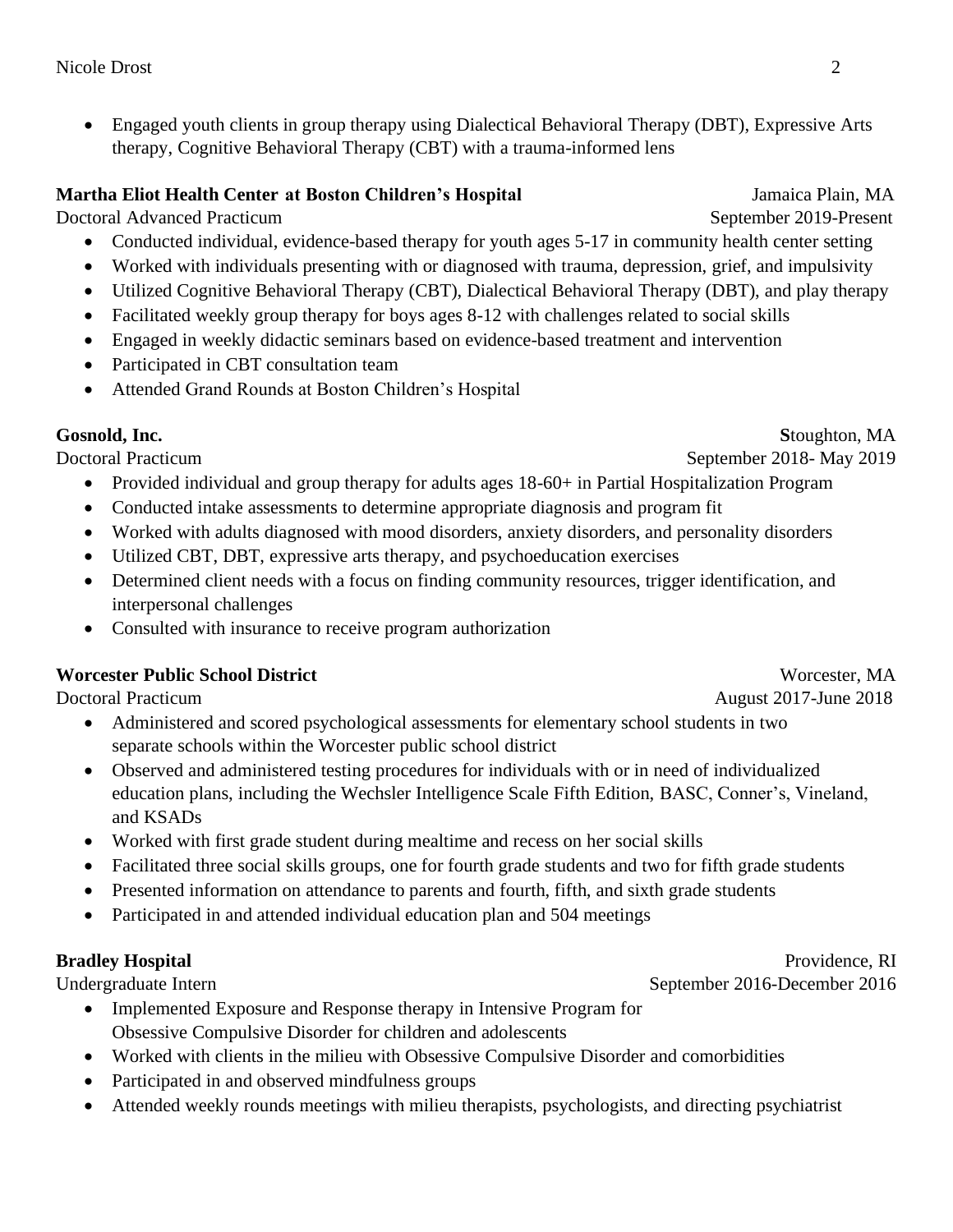- Engaged youth clients in group therapy using Dialectical Behavioral Therapy (DBT), Expressive Arts therapy, Cognitive Behavioral Therapy (CBT) with a trauma-informed lens

**Martha Eliot Health Center at Boston Children's Hospital** — Jamaica Plain, MA
Doctoral Advanced Practicum — September 2019-Present

- Conducted individual, evidence-based therapy for youth ages 5-17 in community health center setting
- Worked with individuals presenting with or diagnosed with trauma, depression, grief, and impulsivity
- Utilized Cognitive Behavioral Therapy (CBT), Dialectical Behavioral Therapy (DBT), and play therapy
- Facilitated weekly group therapy for boys ages 8-12 with challenges related to social skills
- Engaged in weekly didactic seminars based on evidence-based treatment and intervention
- Participated in CBT consultation team
- Attended Grand Rounds at Boston Children's Hospital

**Gosnold, Inc.** — Stoughton, MA
Doctoral Practicum — September 2018- May 2019

- Provided individual and group therapy for adults ages 18-60+ in Partial Hospitalization Program
- Conducted intake assessments to determine appropriate diagnosis and program fit
- Worked with adults diagnosed with mood disorders, anxiety disorders, and personality disorders
- Utilized CBT, DBT, expressive arts therapy, and psychoeducation exercises
- Determined client needs with a focus on finding community resources, trigger identification, and interpersonal challenges
- Consulted with insurance to receive program authorization

**Worcester Public School District** — Worcester, MA
Doctoral Practicum — August 2017-June 2018

- Administered and scored psychological assessments for elementary school students in two separate schools within the Worcester public school district
- Observed and administered testing procedures for individuals with or in need of individualized education plans, including the Wechsler Intelligence Scale Fifth Edition, BASC, Conner's, Vineland, and KSADs
- Worked with first grade student during mealtime and recess on her social skills
- Facilitated three social skills groups, one for fourth grade students and two for fifth grade students
- Presented information on attendance to parents and fourth, fifth, and sixth grade students
- Participated in and attended individual education plan and 504 meetings

**Bradley Hospital** — Providence, RI
Undergraduate Intern — September 2016-December 2016

- Implemented Exposure and Response therapy in Intensive Program for Obsessive Compulsive Disorder for children and adolescents
- Worked with clients in the milieu with Obsessive Compulsive Disorder and comorbidities
- Participated in and observed mindfulness groups
- Attended weekly rounds meetings with milieu therapists, psychologists, and directing psychiatrist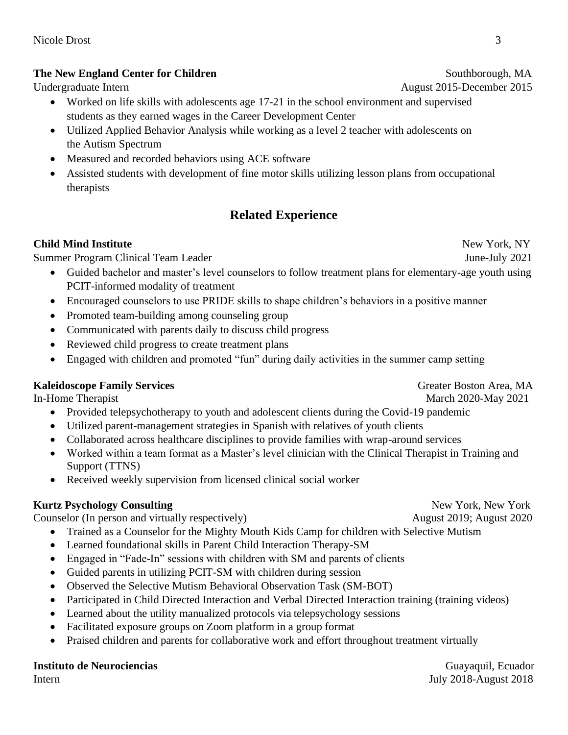**The New England Center for Children** — Southborough, MA
Undergraduate Intern — August 2015-December 2015

- Worked on life skills with adolescents age 17-21 in the school environment and supervised students as they earned wages in the Career Development Center
- Utilized Applied Behavior Analysis while working as a level 2 teacher with adolescents on the Autism Spectrum
- Measured and recorded behaviors using ACE software
- Assisted students with development of fine motor skills utilizing lesson plans from occupational therapists

## Related Experience

**Child Mind Institute** — New York, NY
Summer Program Clinical Team Leader — June-July 2021

- Guided bachelor and master's level counselors to follow treatment plans for elementary-age youth using PCIT-informed modality of treatment
- Encouraged counselors to use PRIDE skills to shape children's behaviors in a positive manner
- Promoted team-building among counseling group
- Communicated with parents daily to discuss child progress
- Reviewed child progress to create treatment plans
- Engaged with children and promoted "fun" during daily activities in the summer camp setting

**Kaleidoscope Family Services** — Greater Boston Area, MA
In-Home Therapist — March 2020-May 2021

- Provided telepsychotherapy to youth and adolescent clients during the Covid-19 pandemic
- Utilized parent-management strategies in Spanish with relatives of youth clients
- Collaborated across healthcare disciplines to provide families with wrap-around services
- Worked within a team format as a Master's level clinician with the Clinical Therapist in Training and Support (TTNS)
- Received weekly supervision from licensed clinical social worker

**Kurtz Psychology Consulting** — New York, New York
Counselor (In person and virtually respectively) — August 2019; August 2020

- Trained as a Counselor for the Mighty Mouth Kids Camp for children with Selective Mutism
- Learned foundational skills in Parent Child Interaction Therapy-SM
- Engaged in "Fade-In" sessions with children with SM and parents of clients
- Guided parents in utilizing PCIT-SM with children during session
- Observed the Selective Mutism Behavioral Observation Task (SM-BOT)
- Participated in Child Directed Interaction and Verbal Directed Interaction training (training videos)
- Learned about the utility manualized protocols via telepsychology sessions
- Facilitated exposure groups on Zoom platform in a group format
- Praised children and parents for collaborative work and effort throughout treatment virtually

**Instituto de Neurociencias** — Guayaquil, Ecuador
Intern — July 2018-August 2018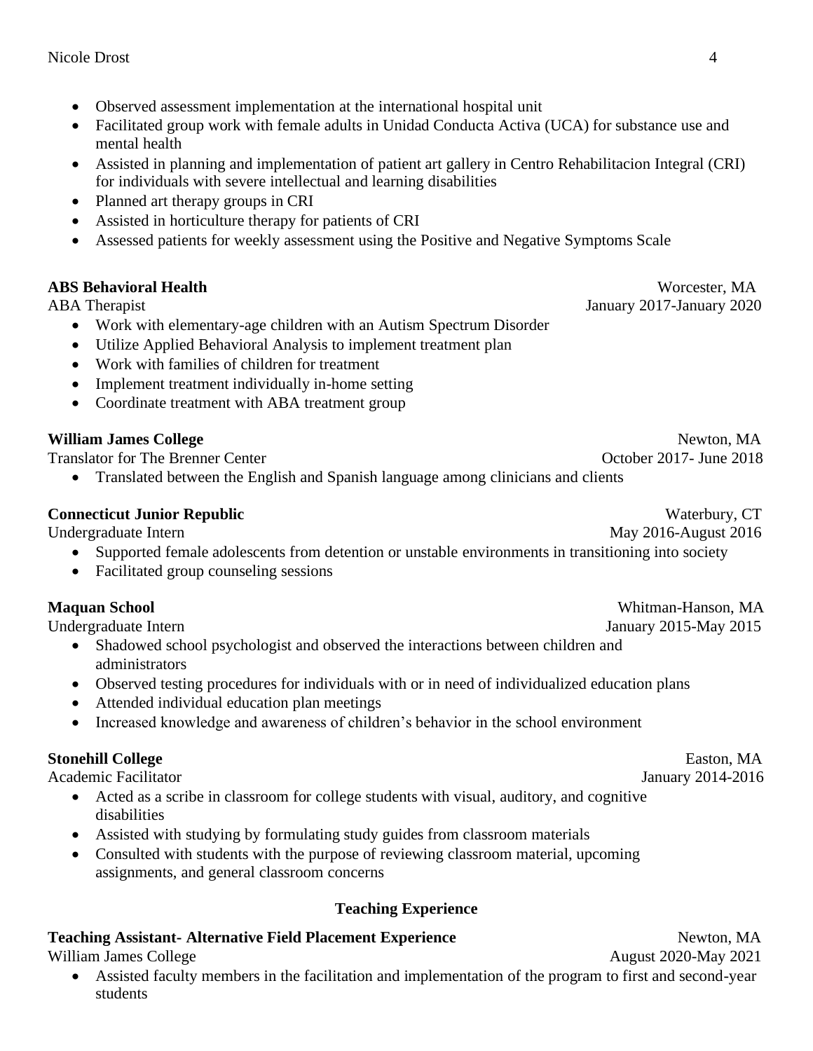- Observed assessment implementation at the international hospital unit
- Facilitated group work with female adults in Unidad Conducta Activa (UCA) for substance use and mental health
- Assisted in planning and implementation of patient art gallery in Centro Rehabilitacion Integral (CRI) for individuals with severe intellectual and learning disabilities
- Planned art therapy groups in CRI
- Assisted in horticulture therapy for patients of CRI
- Assessed patients for weekly assessment using the Positive and Negative Symptoms Scale

**ABS Behavioral Health** — Worcester, MA
ABA Therapist — January 2017-January 2020

- Work with elementary-age children with an Autism Spectrum Disorder
- Utilize Applied Behavioral Analysis to implement treatment plan
- Work with families of children for treatment
- Implement treatment individually in-home setting
- Coordinate treatment with ABA treatment group

**William James College** — Newton, MA
Translator for The Brenner Center — October 2017- June 2018

- Translated between the English and Spanish language among clinicians and clients

**Connecticut Junior Republic** — Waterbury, CT
Undergraduate Intern — May 2016-August 2016

- Supported female adolescents from detention or unstable environments in transitioning into society
- Facilitated group counseling sessions

**Maquan School** — Whitman-Hanson, MA
Undergraduate Intern — January 2015-May 2015

- Shadowed school psychologist and observed the interactions between children and administrators
- Observed testing procedures for individuals with or in need of individualized education plans
- Attended individual education plan meetings
- Increased knowledge and awareness of children's behavior in the school environment

**Stonehill College** — Easton, MA
Academic Facilitator — January 2014-2016

- Acted as a scribe in classroom for college students with visual, auditory, and cognitive disabilities
- Assisted with studying by formulating study guides from classroom materials
- Consulted with students with the purpose of reviewing classroom material, upcoming assignments, and general classroom concerns

## Teaching Experience

**Teaching Assistant- Alternative Field Placement Experience** — Newton, MA
William James College — August 2020-May 2021

- Assisted faculty members in the facilitation and implementation of the program to first and second-year students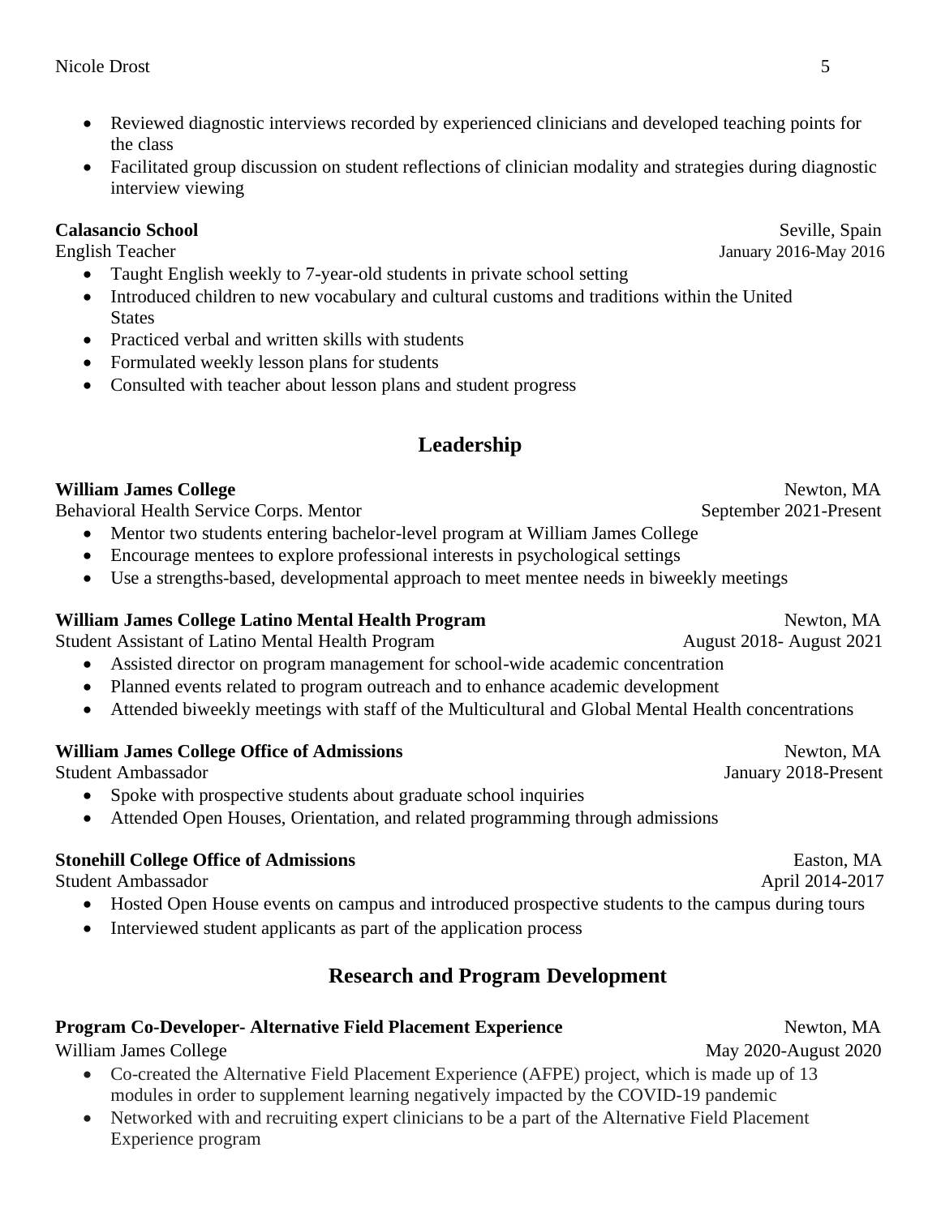- Reviewed diagnostic interviews recorded by experienced clinicians and developed teaching points for the class
- Facilitated group discussion on student reflections of clinician modality and strategies during diagnostic interview viewing

**Calasancio School** Seville, Spain
English Teacher January 2016-May 2016

- Taught English weekly to 7-year-old students in private school setting
- Introduced children to new vocabulary and cultural customs and traditions within the United States
- Practiced verbal and written skills with students
- Formulated weekly lesson plans for students
- Consulted with teacher about lesson plans and student progress

## Leadership

**William James College** Newton, MA
Behavioral Health Service Corps. Mentor September 2021-Present

- Mentor two students entering bachelor-level program at William James College
- Encourage mentees to explore professional interests in psychological settings
- Use a strengths-based, developmental approach to meet mentee needs in biweekly meetings

**William James College Latino Mental Health Program** Newton, MA
Student Assistant of Latino Mental Health Program August 2018- August 2021

- Assisted director on program management for school-wide academic concentration
- Planned events related to program outreach and to enhance academic development
- Attended biweekly meetings with staff of the Multicultural and Global Mental Health concentrations

**William James College Office of Admissions** Newton, MA
Student Ambassador January 2018-Present

- Spoke with prospective students about graduate school inquiries
- Attended Open Houses, Orientation, and related programming through admissions

**Stonehill College Office of Admissions** Easton, MA
Student Ambassador April 2014-2017

- Hosted Open House events on campus and introduced prospective students to the campus during tours
- Interviewed student applicants as part of the application process

## Research and Program Development

**Program Co-Developer- Alternative Field Placement Experience** Newton, MA
William James College May 2020-August 2020

- Co-created the Alternative Field Placement Experience (AFPE) project, which is made up of 13 modules in order to supplement learning negatively impacted by the COVID-19 pandemic
- Networked with and recruiting expert clinicians to be a part of the Alternative Field Placement Experience program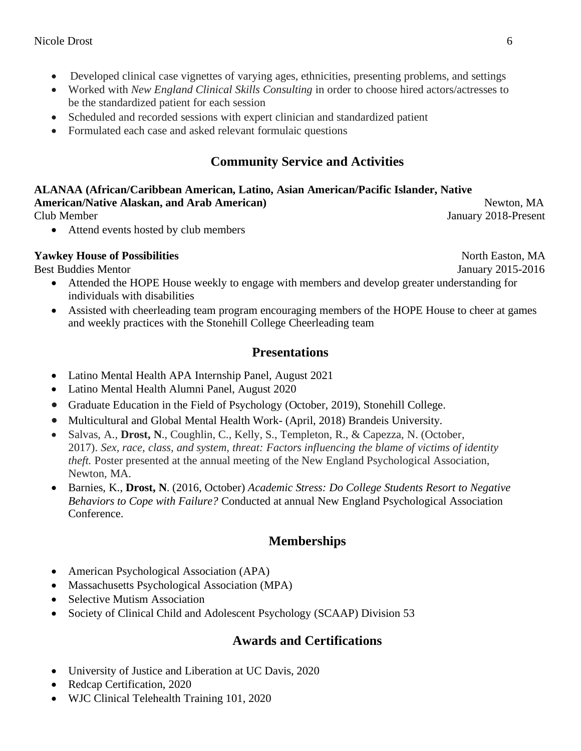- Developed clinical case vignettes of varying ages, ethnicities, presenting problems, and settings
- Worked with *New England Clinical Skills Consulting* in order to choose hired actors/actresses to be the standardized patient for each session
- Scheduled and recorded sessions with expert clinician and standardized patient
- Formulated each case and asked relevant formulaic questions

## Community Service and Activities

**ALANAA (African/Caribbean American, Latino, Asian American/Pacific Islander, Native American/Native Alaskan, and Arab American)** Newton, MA
Club Member January 2018-Present

- Attend events hosted by club members

**Yawkey House of Possibilities** North Easton, MA
Best Buddies Mentor January 2015-2016

- Attended the HOPE House weekly to engage with members and develop greater understanding for individuals with disabilities
- Assisted with cheerleading team program encouraging members of the HOPE House to cheer at games and weekly practices with the Stonehill College Cheerleading team

## Presentations

- Latino Mental Health APA Internship Panel, August 2021
- Latino Mental Health Alumni Panel, August 2020
- Graduate Education in the Field of Psychology (October, 2019), Stonehill College.
- Multicultural and Global Mental Health Work- (April, 2018) Brandeis University.
- Salvas, A., **Drost, N**., Coughlin, C., Kelly, S., Templeton, R., & Capezza, N. (October, 2017). *Sex, race, class, and system, threat: Factors influencing the blame of victims of identity theft.* Poster presented at the annual meeting of the New England Psychological Association, Newton, MA.
- Barnies, K., **Drost, N**. (2016, October) *Academic Stress: Do College Students Resort to Negative Behaviors to Cope with Failure?* Conducted at annual New England Psychological Association Conference.

## Memberships

- American Psychological Association (APA)
- Massachusetts Psychological Association (MPA)
- Selective Mutism Association
- Society of Clinical Child and Adolescent Psychology (SCAAP) Division 53

## Awards and Certifications

- University of Justice and Liberation at UC Davis, 2020
- Redcap Certification, 2020
- WJC Clinical Telehealth Training 101, 2020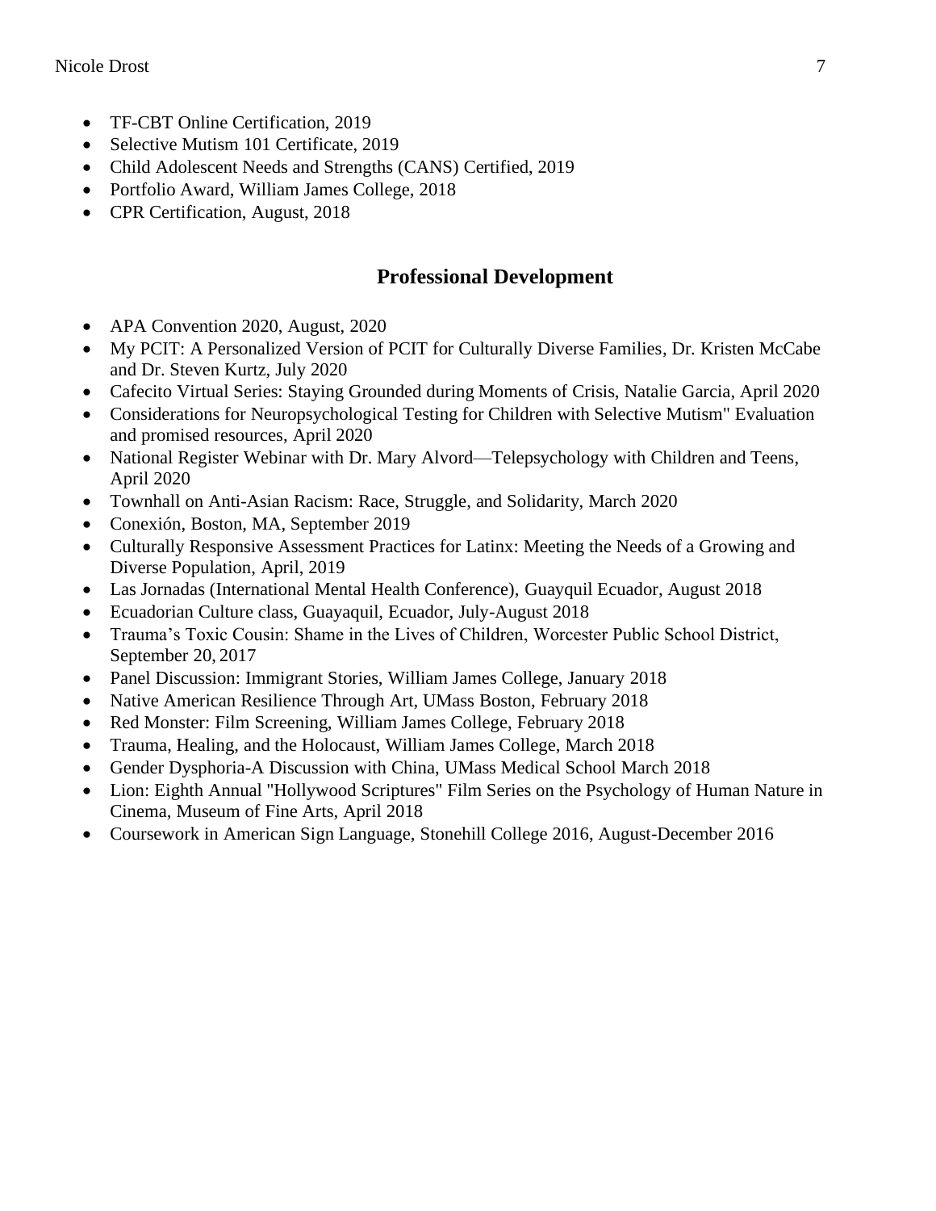- TF-CBT Online Certification, 2019
- Selective Mutism 101 Certificate, 2019
- Child Adolescent Needs and Strengths (CANS) Certified, 2019
- Portfolio Award, William James College, 2018
- CPR Certification, August, 2018

## Professional Development

- APA Convention 2020, August, 2020
- My PCIT: A Personalized Version of PCIT for Culturally Diverse Families, Dr. Kristen McCabe and Dr. Steven Kurtz, July 2020
- Cafecito Virtual Series: Staying Grounded during Moments of Crisis, Natalie Garcia, April 2020
- Considerations for Neuropsychological Testing for Children with Selective Mutism" Evaluation and promised resources, April 2020
- National Register Webinar with Dr. Mary Alvord—Telepsychology with Children and Teens, April 2020
- Townhall on Anti-Asian Racism: Race, Struggle, and Solidarity, March 2020
- Conexión, Boston, MA, September 2019
- Culturally Responsive Assessment Practices for Latinx: Meeting the Needs of a Growing and Diverse Population, April, 2019
- Las Jornadas (International Mental Health Conference), Guayquil Ecuador, August 2018
- Ecuadorian Culture class, Guayaquil, Ecuador, July-August 2018
- Trauma's Toxic Cousin: Shame in the Lives of Children, Worcester Public School District, September 20, 2017
- Panel Discussion: Immigrant Stories, William James College, January 2018
- Native American Resilience Through Art, UMass Boston, February 2018
- Red Monster: Film Screening, William James College, February 2018
- Trauma, Healing, and the Holocaust, William James College, March 2018
- Gender Dysphoria-A Discussion with China, UMass Medical School March 2018
- Lion: Eighth Annual "Hollywood Scriptures" Film Series on the Psychology of Human Nature in Cinema, Museum of Fine Arts, April 2018
- Coursework in American Sign Language, Stonehill College 2016, August-December 2016